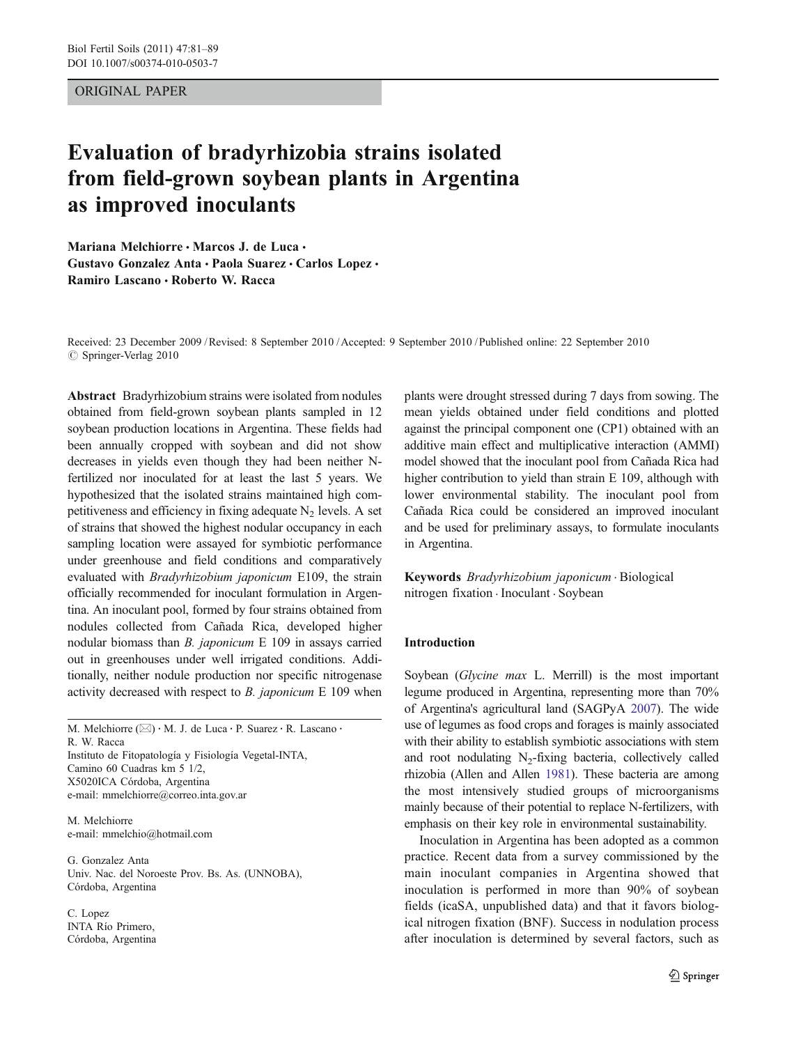ORIGINAL PAPER

# Evaluation of bradyrhizobia strains isolated from field-grown soybean plants in Argentina as improved inoculants

**Mariana Melchiorre · Marcos J. de Luca · Gustavo Gonzalez Anta · Paola Suarez · Carlos Lopez · Ramiro Lascano · Roberto W. Racca**

Received: 23 December 2009 / Revised: 8 September 2010 / Accepted: 9 September 2010 / Published online: 22 September 2010
© Springer-Verlag 2010

**Abstract** Bradyrhizobium strains were isolated from nodules obtained from field-grown soybean plants sampled in 12 soybean production locations in Argentina. These fields had been annually cropped with soybean and did not show decreases in yields even though they had been neither N-fertilized nor inoculated for at least the last 5 years. We hypothesized that the isolated strains maintained high competitiveness and efficiency in fixing adequate $N_2$ levels. A set of strains that showed the highest nodular occupancy in each sampling location were assayed for symbiotic performance under greenhouse and field conditions and comparatively evaluated with *Bradyrhizobium japonicum* E109, the strain officially recommended for inoculant formulation in Argentina. An inoculant pool, formed by four strains obtained from nodules collected from Cañada Rica, developed higher nodular biomass than *B. japonicum* E 109 in assays carried out in greenhouses under well irrigated conditions. Additionally, neither nodule production nor specific nitrogenase activity decreased with respect to *B. japonicum* E 109 when plants were drought stressed during 7 days from sowing. The mean yields obtained under field conditions and plotted against the principal component one (CP1) obtained with an additive main effect and multiplicative interaction (AMMI) model showed that the inoculant pool from Cañada Rica had higher contribution to yield than strain E 109, although with lower environmental stability. The inoculant pool from Cañada Rica could be considered an improved inoculant and be used for preliminary assays, to formulate inoculants in Argentina.

**Keywords** *Bradyrhizobium japonicum* · Biological nitrogen fixation · Inoculant · Soybean

M. Melchiorre (✉) · M. J. de Luca · P. Suarez · R. Lascano · R. W. Racca
Instituto de Fitopatología y Fisiología Vegetal-INTA,
Camino 60 Cuadras km 5 1/2,
X5020ICA Córdoba, Argentina
e-mail: mmelchiorre@correo.inta.gov.ar

M. Melchiorre
e-mail: mmelchio@hotmail.com

G. Gonzalez Anta
Univ. Nac. del Noroeste Prov. Bs. As. (UNNOBA),
Córdoba, Argentina

C. Lopez
INTA Río Primero,
Córdoba, Argentina

## Introduction

Soybean (*Glycine max* L. Merrill) is the most important legume produced in Argentina, representing more than 70% of Argentina's agricultural land (SAGPyA 2007). The wide use of legumes as food crops and forages is mainly associated with their ability to establish symbiotic associations with stem and root nodulating $N_2$-fixing bacteria, collectively called rhizobia (Allen and Allen 1981). These bacteria are among the most intensively studied groups of microorganisms mainly because of their potential to replace N-fertilizers, with emphasis on their key role in environmental sustainability.

Inoculation in Argentina has been adopted as a common practice. Recent data from a survey commissioned by the main inoculant companies in Argentina showed that inoculation is performed in more than 90% of soybean fields (icaSA, unpublished data) and that it favors biological nitrogen fixation (BNF). Success in nodulation process after inoculation is determined by several factors, such as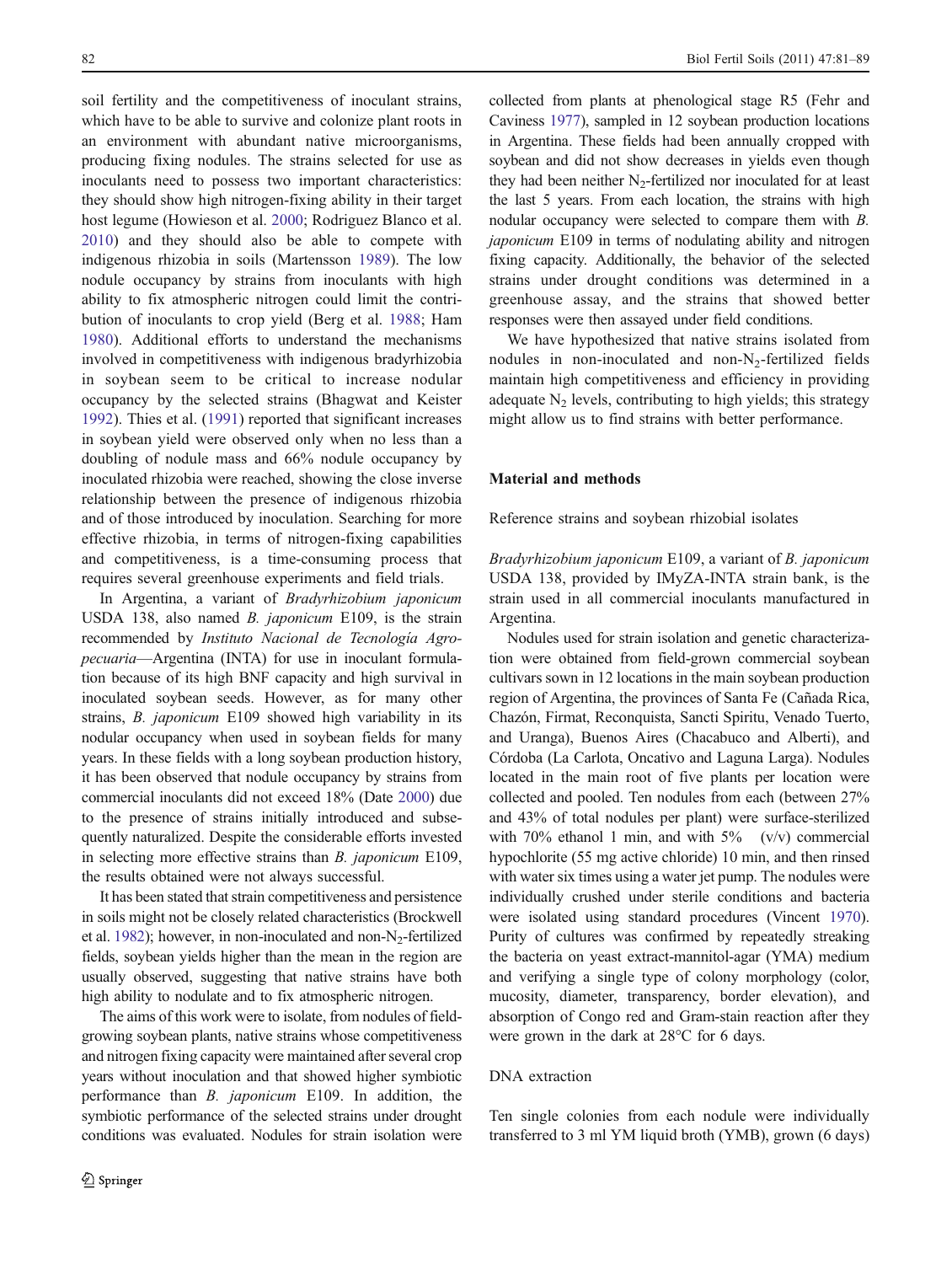soil fertility and the competitiveness of inoculant strains, which have to be able to survive and colonize plant roots in an environment with abundant native microorganisms, producing fixing nodules. The strains selected for use as inoculants need to possess two important characteristics: they should show high nitrogen-fixing ability in their target host legume (Howieson et al. 2000; Rodriguez Blanco et al. 2010) and they should also be able to compete with indigenous rhizobia in soils (Martensson 1989). The low nodule occupancy by strains from inoculants with high ability to fix atmospheric nitrogen could limit the contribution of inoculants to crop yield (Berg et al. 1988; Ham 1980). Additional efforts to understand the mechanisms involved in competitiveness with indigenous bradyrhizobia in soybean seem to be critical to increase nodular occupancy by the selected strains (Bhagwat and Keister 1992). Thies et al. (1991) reported that significant increases in soybean yield were observed only when no less than a doubling of nodule mass and 66% nodule occupancy by inoculated rhizobia were reached, showing the close inverse relationship between the presence of indigenous rhizobia and of those introduced by inoculation. Searching for more effective rhizobia, in terms of nitrogen-fixing capabilities and competitiveness, is a time-consuming process that requires several greenhouse experiments and field trials.

In Argentina, a variant of *Bradyrhizobium japonicum* USDA 138, also named *B. japonicum* E109, is the strain recommended by *Instituto Nacional de Tecnología Agropecuaria*—Argentina (INTA) for use in inoculant formulation because of its high BNF capacity and high survival in inoculated soybean seeds. However, as for many other strains, *B. japonicum* E109 showed high variability in its nodular occupancy when used in soybean fields for many years. In these fields with a long soybean production history, it has been observed that nodule occupancy by strains from commercial inoculants did not exceed 18% (Date 2000) due to the presence of strains initially introduced and subsequently naturalized. Despite the considerable efforts invested in selecting more effective strains than *B. japonicum* E109, the results obtained were not always successful.

It has been stated that strain competitiveness and persistence in soils might not be closely related characteristics (Brockwell et al. 1982); however, in non-inoculated and non-$N_2$-fertilized fields, soybean yields higher than the mean in the region are usually observed, suggesting that native strains have both high ability to nodulate and to fix atmospheric nitrogen.

The aims of this work were to isolate, from nodules of field-growing soybean plants, native strains whose competitiveness and nitrogen fixing capacity were maintained after several crop years without inoculation and that showed higher symbiotic performance than *B. japonicum* E109. In addition, the symbiotic performance of the selected strains under drought conditions was evaluated. Nodules for strain isolation were collected from plants at phenological stage R5 (Fehr and Caviness 1977), sampled in 12 soybean production locations in Argentina. These fields had been annually cropped with soybean and did not show decreases in yields even though they had been neither $N_2$-fertilized nor inoculated for at least the last 5 years. From each location, the strains with high nodular occupancy were selected to compare them with *B. japonicum* E109 in terms of nodulating ability and nitrogen fixing capacity. Additionally, the behavior of the selected strains under drought conditions was determined in a greenhouse assay, and the strains that showed better responses were then assayed under field conditions.

We have hypothesized that native strains isolated from nodules in non-inoculated and non-$N_2$-fertilized fields maintain high competitiveness and efficiency in providing adequate $N_2$ levels, contributing to high yields; this strategy might allow us to find strains with better performance.

## Material and methods

### Reference strains and soybean rhizobial isolates

*Bradyrhizobium japonicum* E109, a variant of *B. japonicum* USDA 138, provided by IMyZA-INTA strain bank, is the strain used in all commercial inoculants manufactured in Argentina.

Nodules used for strain isolation and genetic characterization were obtained from field-grown commercial soybean cultivars sown in 12 locations in the main soybean production region of Argentina, the provinces of Santa Fe (Cañada Rica, Chazón, Firmat, Reconquista, Sancti Spiritu, Venado Tuerto, and Uranga), Buenos Aires (Chacabuco and Alberti), and Córdoba (La Carlota, Oncativo and Laguna Larga). Nodules located in the main root of five plants per location were collected and pooled. Ten nodules from each (between 27% and 43% of total nodules per plant) were surface-sterilized with 70% ethanol 1 min, and with 5% (v/v) commercial hypochlorite (55 mg active chloride) 10 min, and then rinsed with water six times using a water jet pump. The nodules were individually crushed under sterile conditions and bacteria were isolated using standard procedures (Vincent 1970). Purity of cultures was confirmed by repeatedly streaking the bacteria on yeast extract-mannitol-agar (YMA) medium and verifying a single type of colony morphology (color, mucosity, diameter, transparency, border elevation), and absorption of Congo red and Gram-stain reaction after they were grown in the dark at 28°C for 6 days.

### DNA extraction

Ten single colonies from each nodule were individually transferred to 3 ml YM liquid broth (YMB), grown (6 days)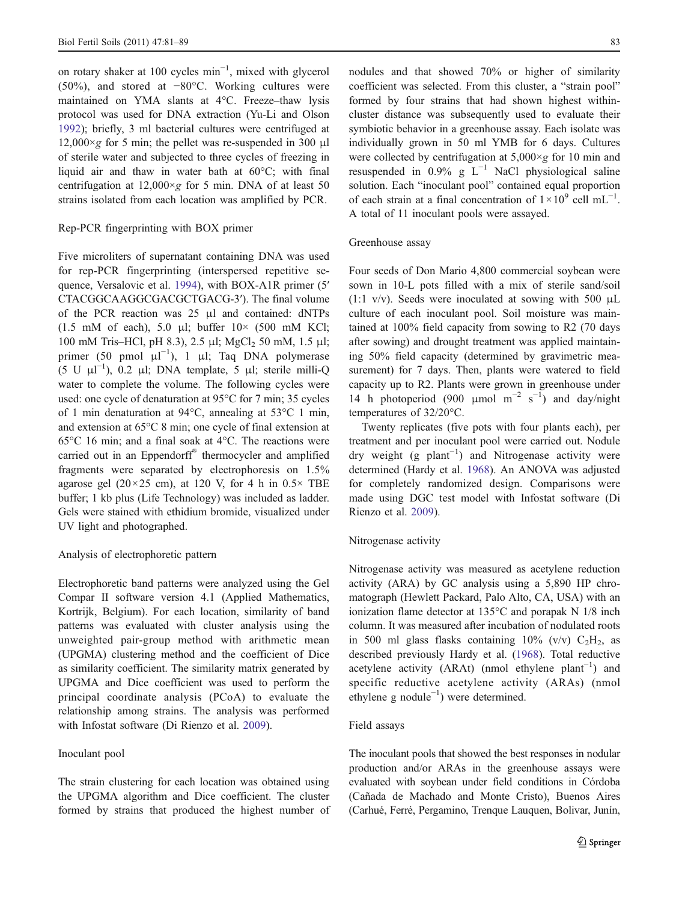on rotary shaker at 100 cycles $min^{-1}$, mixed with glycerol (50%), and stored at −80°C. Working cultures were maintained on YMA slants at 4°C. Freeze–thaw lysis protocol was used for DNA extraction (Yu-Li and Olson 1992); briefly, 3 ml bacterial cultures were centrifuged at 12,000×*g* for 5 min; the pellet was re-suspended in 300 μl of sterile water and subjected to three cycles of freezing in liquid air and thaw in water bath at 60°C; with final centrifugation at 12,000×*g* for 5 min. DNA of at least 50 strains isolated from each location was amplified by PCR.

### Rep-PCR fingerprinting with BOX primer

Five microliters of supernatant containing DNA was used for rep-PCR fingerprinting (interspersed repetitive sequence, Versalovic et al. 1994), with BOX-A1R primer (5′ CTACGGCAAGGCGACGCTGACG-3′). The final volume of the PCR reaction was 25 μl and contained: dNTPs (1.5 mM of each), 5.0 μl; buffer 10× (500 mM KCl; 100 mM Tris–HCl, pH 8.3), 2.5 μl; $MgCl_2$ 50 mM, 1.5 μl; primer (50 pmol $\mu l^{-1}$), 1 μl; Taq DNA polymerase (5 U $\mu l^{-1}$), 0.2 μl; DNA template, 5 μl; sterile milli-Q water to complete the volume. The following cycles were used: one cycle of denaturation at 95°C for 7 min; 35 cycles of 1 min denaturation at 94°C, annealing at 53°C 1 min, and extension at 65°C 8 min; one cycle of final extension at 65°C 16 min; and a final soak at 4°C. The reactions were carried out in an Eppendorff® thermocycler and amplified fragments were separated by electrophoresis on 1.5% agarose gel (20×25 cm), at 120 V, for 4 h in 0.5× TBE buffer; 1 kb plus (Life Technology) was included as ladder. Gels were stained with ethidium bromide, visualized under UV light and photographed.

### Analysis of electrophoretic pattern

Electrophoretic band patterns were analyzed using the Gel Compar II software version 4.1 (Applied Mathematics, Kortrijk, Belgium). For each location, similarity of band patterns was evaluated with cluster analysis using the unweighted pair-group method with arithmetic mean (UPGMA) clustering method and the coefficient of Dice as similarity coefficient. The similarity matrix generated by UPGMA and Dice coefficient was used to perform the principal coordinate analysis (PCoA) to evaluate the relationship among strains. The analysis was performed with Infostat software (Di Rienzo et al. 2009).

### Inoculant pool

The strain clustering for each location was obtained using the UPGMA algorithm and Dice coefficient. The cluster formed by strains that produced the highest number of nodules and that showed 70% or higher of similarity coefficient was selected. From this cluster, a "strain pool" formed by four strains that had shown highest within-cluster distance was subsequently used to evaluate their symbiotic behavior in a greenhouse assay. Each isolate was individually grown in 50 ml YMB for 6 days. Cultures were collected by centrifugation at 5,000×*g* for 10 min and resuspended in 0.9% g $L^{-1}$ NaCl physiological saline solution. Each "inoculant pool" contained equal proportion of each strain at a final concentration of $1\times10^9$ cell $mL^{-1}$. A total of 11 inoculant pools were assayed.

### Greenhouse assay

Four seeds of Don Mario 4,800 commercial soybean were sown in 10-L pots filled with a mix of sterile sand/soil (1:1 v/v). Seeds were inoculated at sowing with 500 μL culture of each inoculant pool. Soil moisture was maintained at 100% field capacity from sowing to R2 (70 days after sowing) and drought treatment was applied maintaining 50% field capacity (determined by gravimetric measurement) for 7 days. Then, plants were watered to field capacity up to R2. Plants were grown in greenhouse under 14 h photoperiod (900 μmol $m^{-2}$ $s^{-1}$) and day/night temperatures of 32/20°C.

Twenty replicates (five pots with four plants each), per treatment and per inoculant pool were carried out. Nodule dry weight (g $plant^{-1}$) and Nitrogenase activity were determined (Hardy et al. 1968). An ANOVA was adjusted for completely randomized design. Comparisons were made using DGC test model with Infostat software (Di Rienzo et al. 2009).

### Nitrogenase activity

Nitrogenase activity was measured as acetylene reduction activity (ARA) by GC analysis using a 5,890 HP chromatograph (Hewlett Packard, Palo Alto, CA, USA) with an ionization flame detector at 135°C and porapak N 1/8 inch column. It was measured after incubation of nodulated roots in 500 ml glass flasks containing 10% (v/v) $C_2H_2$, as described previously Hardy et al. (1968). Total reductive acetylene activity (ARAt) (nmol ethylene $plant^{-1}$) and specific reductive acetylene activity (ARAs) (nmol ethylene g $nodule^{-1}$) were determined.

### Field assays

The inoculant pools that showed the best responses in nodular production and/or ARAs in the greenhouse assays were evaluated with soybean under field conditions in Córdoba (Cañada de Machado and Monte Cristo), Buenos Aires (Carhué, Ferré, Pergamino, Trenque Lauquen, Bolivar, Junín,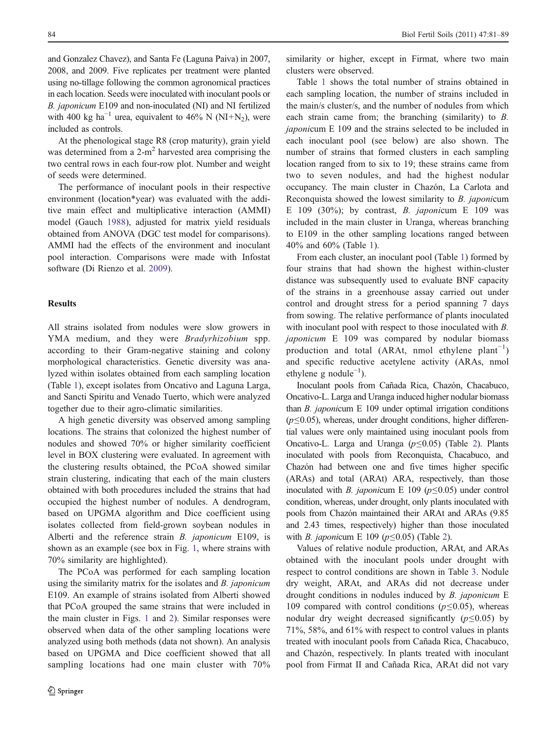and Gonzalez Chavez), and Santa Fe (Laguna Paiva) in 2007, 2008, and 2009. Five replicates per treatment were planted using no-tillage following the common agronomical practices in each location. Seeds were inoculated with inoculant pools or *B. japonicum* E109 and non-inoculated (NI) and NI fertilized with 400 kg ha$^{-1}$ urea, equivalent to 46% N (NI+$N_2$), were included as controls.

At the phenological stage R8 (crop maturity), grain yield was determined from a 2-m$^2$ harvested area comprising the two central rows in each four-row plot. Number and weight of seeds were determined.

The performance of inoculant pools in their respective environment (location*year) was evaluated with the additive main effect and multiplicative interaction (AMMI) model (Gauch 1988), adjusted for matrix yield residuals obtained from ANOVA (DGC test model for comparisons). AMMI had the effects of the environment and inoculant pool interaction. Comparisons were made with Infostat software (Di Rienzo et al. 2009).

## Results

All strains isolated from nodules were slow growers in YMA medium, and they were *Bradyrhizobium* spp. according to their Gram-negative staining and colony morphological characteristics. Genetic diversity was analyzed within isolates obtained from each sampling location (Table 1), except isolates from Oncativo and Laguna Larga, and Sancti Spiritu and Venado Tuerto, which were analyzed together due to their agro-climatic similarities.

A high genetic diversity was observed among sampling locations. The strains that colonized the highest number of nodules and showed 70% or higher similarity coefficient level in BOX clustering were evaluated. In agreement with the clustering results obtained, the PCoA showed similar strain clustering, indicating that each of the main clusters obtained with both procedures included the strains that had occupied the highest number of nodules. A dendrogram, based on UPGMA algorithm and Dice coefficient using isolates collected from field-grown soybean nodules in Alberti and the reference strain *B. japonicum* E109, is shown as an example (see box in Fig. 1, where strains with 70% similarity are highlighted).

The PCoA was performed for each sampling location using the similarity matrix for the isolates and *B. japonicum* E109. An example of strains isolated from Alberti showed that PCoA grouped the same strains that were included in the main cluster in Figs. 1 and 2). Similar responses were observed when data of the other sampling locations were analyzed using both methods (data not shown). An analysis based on UPGMA and Dice coefficient showed that all sampling locations had one main cluster with 70% similarity or higher, except in Firmat, where two main clusters were observed.

Table 1 shows the total number of strains obtained in each sampling location, the number of strains included in the main/s cluster/s, and the number of nodules from which each strain came from; the branching (similarity) to *B. japonic*um E 109 and the strains selected to be included in each inoculant pool (see below) are also shown. The number of strains that formed clusters in each sampling location ranged from six to 19; these strains came from two to seven nodules, and had the highest nodular occupancy. The main cluster in Chazón, La Carlota and Reconquista showed the lowest similarity to *B. japonic*um E 109 (30%); by contrast, *B. japonic*um E 109 was included in the main cluster in Uranga, whereas branching to E109 in the other sampling locations ranged between 40% and 60% (Table 1).

From each cluster, an inoculant pool (Table 1) formed by four strains that had shown the highest within-cluster distance was subsequently used to evaluate BNF capacity of the strains in a greenhouse assay carried out under control and drought stress for a period spanning 7 days from sowing. The relative performance of plants inoculated with inoculant pool with respect to those inoculated with *B. japonic*um E 109 was compared by nodular biomass production and total (ARAt, nmol ethylene plant$^{-1}$) and specific reductive acetylene activity (ARAs, nmol ethylene g nodule$^{-1}$).

Inoculant pools from Cañada Rica, Chazón, Chacabuco, Oncativo-L. Larga and Uranga induced higher nodular biomass than *B. japonic*um E 109 under optimal irrigation conditions ($p \leq 0.05$), whereas, under drought conditions, higher differential values were only maintained using inoculant pools from Oncativo-L. Larga and Uranga ($p \leq 0.05$) (Table 2). Plants inoculated with pools from Reconquista, Chacabuco, and Chazón had between one and five times higher specific (ARAs) and total (ARAt) ARA, respectively, than those inoculated with *B. japonic*um E 109 ($p \leq 0.05$) under control condition, whereas, under drought, only plants inoculated with pools from Chazón maintained their ARAt and ARAs (9.85 and 2.43 times, respectively) higher than those inoculated with *B. japonic*um E 109 ($p \leq 0.05$) (Table 2).

Values of relative nodule production, ARAt, and ARAs obtained with the inoculant pools under drought with respect to control conditions are shown in Table 3. Nodule dry weight, ARAt, and ARAs did not decrease under drought conditions in nodules induced by *B. japonic*um E 109 compared with control conditions ($p \leq 0.05$), whereas nodular dry weight decreased significantly ($p \leq 0.05$) by 71%, 58%, and 61% with respect to control values in plants treated with inoculant pools from Cañada Rica, Chacabuco, and Chazón, respectively. In plants treated with inoculant pool from Firmat II and Cañada Rica, ARAt did not vary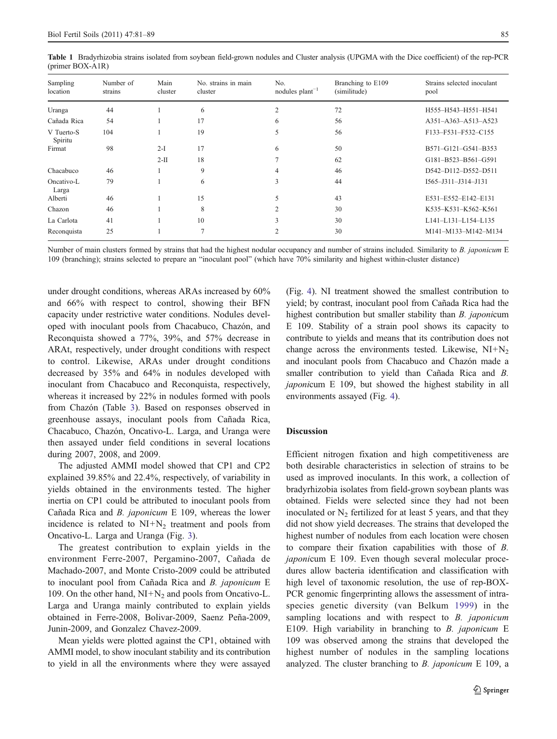**Table 1** Bradyrhizobia strains isolated from soybean field-grown nodules and Cluster analysis (UPGMA with the Dice coefficient) of the rep-PCR (primer BOX-A1R)

| Sampling location | Number of strains | Main cluster | No. strains in main cluster | No. nodules plant$^{-1}$ | Branching to E109 (similitude) | Strains selected inoculant pool |
|---|---|---|---|---|---|---|
| Uranga | 44 | 1 | 6 | 2 | 72 | H555–H543–H551–H541 |
| Cañada Rica | 54 | 1 | 17 | 6 | 56 | A351–A363–A513–A523 |
| V Tuerto-S Spiritu | 104 | 1 | 19 | 5 | 56 | F133–F531–F532–C155 |
| Firmat | 98 | 2-I | 17 | 6 | 50 | B571–G121–G541–B353 |
| | | 2-II | 18 | 7 | 62 | G181–B523–B561–G591 |
| Chacabuco | 46 | 1 | 9 | 4 | 46 | D542–D112–D552–D511 |
| Oncativo-L Larga | 79 | 1 | 6 | 3 | 44 | I565–J311–J314–J131 |
| Alberti | 46 | 1 | 15 | 5 | 43 | E531–E552–E142–E131 |
| Chazon | 46 | 1 | 8 | 2 | 30 | K535–K531–K562–K561 |
| La Carlota | 41 | 1 | 10 | 3 | 30 | L141–L131–L154–L135 |
| Reconquista | 25 | 1 | 7 | 2 | 30 | M141–M133–M142–M134 |

Number of main clusters formed by strains that had the highest nodular occupancy and number of strains included. Similarity to *B. japonicum* E 109 (branching); strains selected to prepare an "inoculant pool" (which have 70% similarity and highest within-cluster distance)

under drought conditions, whereas ARAs increased by 60% and 66% with respect to control, showing their BFN capacity under restrictive water conditions. Nodules developed with inoculant pools from Chacabuco, Chazón, and Reconquista showed a 77%, 39%, and 57% decrease in ARAt, respectively, under drought conditions with respect to control. Likewise, ARAs under drought conditions decreased by 35% and 64% in nodules developed with inoculant from Chacabuco and Reconquista, respectively, whereas it increased by 22% in nodules formed with pools from Chazón (Table 3). Based on responses observed in greenhouse assays, inoculant pools from Cañada Rica, Chacabuco, Chazón, Oncativo-L. Larga, and Uranga were then assayed under field conditions in several locations during 2007, 2008, and 2009.

The adjusted AMMI model showed that CP1 and CP2 explained 39.85% and 22.4%, respectively, of variability in yields obtained in the environments tested. The higher inertia on CP1 could be attributed to inoculant pools from Cañada Rica and *B. japonicum* E 109, whereas the lower incidence is related to NI+$N_2$ treatment and pools from Oncativo-L. Larga and Uranga (Fig. 3).

The greatest contribution to explain yields in the environment Ferre-2007, Pergamino-2007, Cañada de Machado-2007, and Monte Cristo-2009 could be attributed to inoculant pool from Cañada Rica and *B. japonicum* E 109. On the other hand, NI+$N_2$ and pools from Oncativo-L. Larga and Uranga mainly contributed to explain yields obtained in Ferre-2008, Bolivar-2009, Saenz Peña-2009, Junin-2009, and Gonzalez Chavez-2009.

Mean yields were plotted against the CP1, obtained with AMMI model, to show inoculant stability and its contribution to yield in all the environments where they were assayed (Fig. 4). NI treatment showed the smallest contribution to yield; by contrast, inoculant pool from Cañada Rica had the highest contribution but smaller stability than *B. japonicum* E 109. Stability of a strain pool shows its capacity to contribute to yields and means that its contribution does not change across the environments tested. Likewise, NI+$N_2$ and inoculant pools from Chacabuco and Chazón made a smaller contribution to yield than Cañada Rica and *B. japonicum* E 109, but showed the highest stability in all environments assayed (Fig. 4).

## Discussion

Efficient nitrogen fixation and high competitiveness are both desirable characteristics in selection of strains to be used as improved inoculants. In this work, a collection of bradyrhizobia isolates from field-grown soybean plants was obtained. Fields were selected since they had not been inoculated or $N_2$ fertilized for at least 5 years, and that they did not show yield decreases. The strains that developed the highest number of nodules from each location were chosen to compare their fixation capabilities with those of *B. japonicum* E 109. Even though several molecular procedures allow bacteria identification and classification with high level of taxonomic resolution, the use of rep-BOX-PCR genomic fingerprinting allows the assessment of intraspecies genetic diversity (van Belkum 1999) in the sampling locations and with respect to *B. japonicum* E109. High variability in branching to *B. japonicum* E 109 was observed among the strains that developed the highest number of nodules in the sampling locations analyzed. The cluster branching to *B. japonicum* E 109, a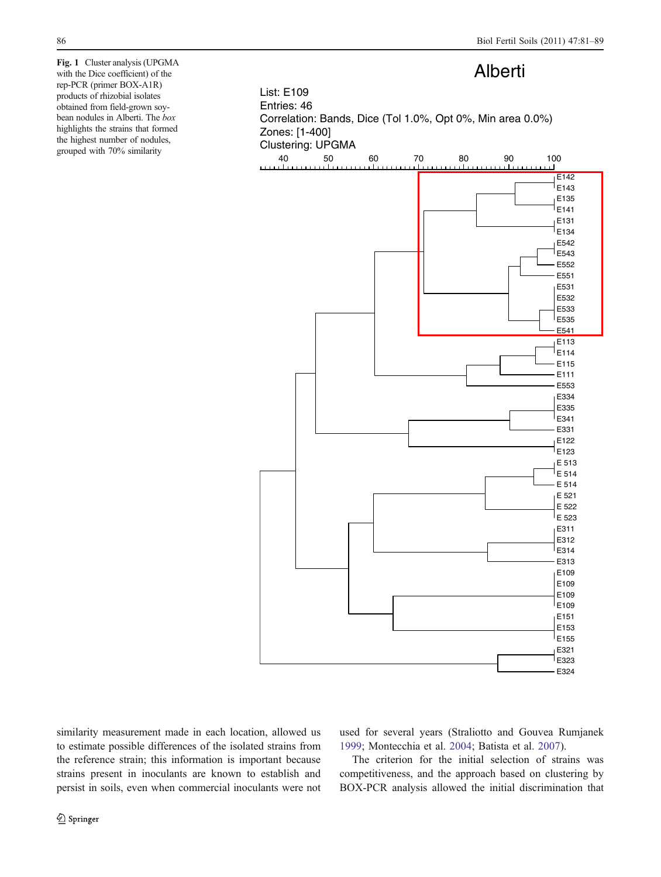**Fig. 1** Cluster analysis (UPGMA with the Dice coefficient) of the rep-PCR (primer BOX-A1R) products of rhizobial isolates obtained from field-grown soybean nodules in Alberti. The *box* highlights the strains that formed the highest number of nodules, grouped with 70% similarity

similarity measurement made in each location, allowed us to estimate possible differences of the isolated strains from the reference strain; this information is important because strains present in inoculants are known to establish and persist in soils, even when commercial inoculants were not used for several years (Straliotto and Gouvea Rumjanek 1999; Montecchia et al. 2004; Batista et al. 2007).

The criterion for the initial selection of strains was competitiveness, and the approach based on clustering by BOX-PCR analysis allowed the initial discrimination that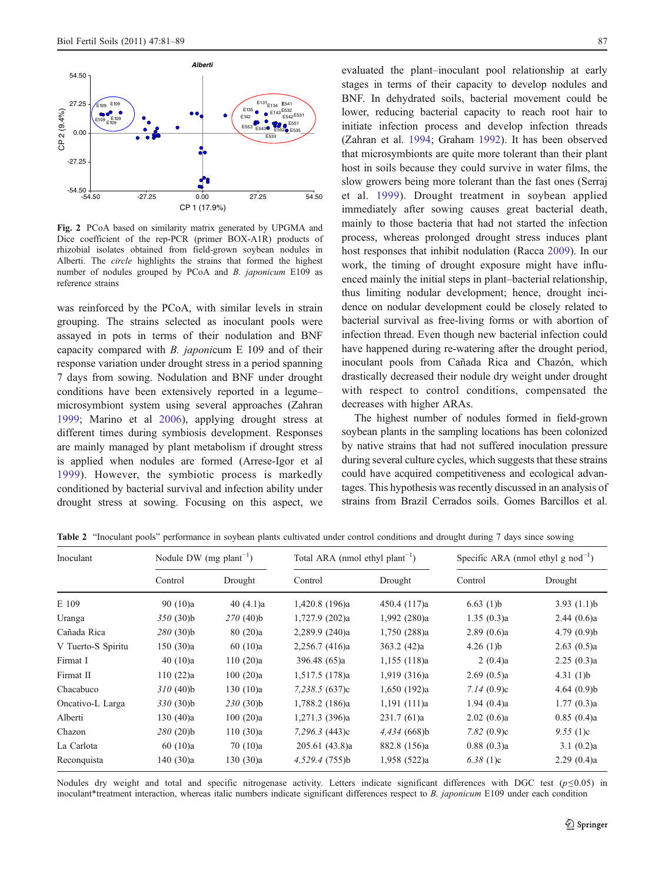Fig. 2 PCoA based on similarity matrix generated by UPGMA and Dice coefficient of the rep-PCR (primer BOX-A1R) products of rhizobial isolates obtained from field-grown soybean nodules in Alberti. The *circle* highlights the strains that formed the highest number of nodules grouped by PCoA and *B. japonicum* E109 as reference strains

was reinforced by the PCoA, with similar levels in strain grouping. The strains selected as inoculant pools were assayed in pots in terms of their nodulation and BNF capacity compared with *B. japonicum* E 109 and of their response variation under drought stress in a period spanning 7 days from sowing. Nodulation and BNF under drought conditions have been extensively reported in a legume–microsymbiont system using several approaches (Zahran 1999; Marino et al 2006), applying drought stress at different times during symbiosis development. Responses are mainly managed by plant metabolism if drought stress is applied when nodules are formed (Arrese-Igor et al 1999). However, the symbiotic process is markedly conditioned by bacterial survival and infection ability under drought stress at sowing. Focusing on this aspect, we evaluated the plant–inoculant pool relationship at early stages in terms of their capacity to develop nodules and BNF. In dehydrated soils, bacterial movement could be lower, reducing bacterial capacity to reach root hair to initiate infection process and develop infection threads (Zahran et al. 1994; Graham 1992). It has been observed that microsymbionts are quite more tolerant than their plant host in soils because they could survive in water films, the slow growers being more tolerant than the fast ones (Serraj et al. 1999). Drought treatment in soybean applied immediately after sowing causes great bacterial death, mainly to those bacteria that had not started the infection process, whereas prolonged drought stress induces plant host responses that inhibit nodulation (Racca 2009). In our work, the timing of drought exposure might have influenced mainly the initial steps in plant–bacterial relationship, thus limiting nodular development; hence, drought incidence on nodular development could be closely related to bacterial survival as free-living forms or with abortion of infection thread. Even though new bacterial infection could have happened during re-watering after the drought period, inoculant pools from Cañada Rica and Chazón, which drastically decreased their nodule dry weight under drought with respect to control conditions, compensated the decreases with higher ARAs.

The highest number of nodules formed in field-grown soybean plants in the sampling locations has been colonized by native strains that had not suffered inoculation pressure during several culture cycles, which suggests that these strains could have acquired competitiveness and ecological advantages. This hypothesis was recently discussed in an analysis of strains from Brazil Cerrados soils. Gomes Barcillos et al.

Table 2 "Inoculant pools" performance in soybean plants cultivated under control conditions and drought during 7 days since sowing

| Inoculant | Nodule DW (mg plant$^{-1}$) | | Total ARA (nmol ethyl plant$^{-1}$) | | Specific ARA (nmol ethyl g nod$^{-1}$) | |
|---|---|---|---|---|---|---|
| | Control | Drought | Control | Drought | Control | Drought |
| E 109 | 90 (10)a | 40 (4.1)a | 1,420.8 (196)a | 450.4 (117)a | 6.63 (1)b | 3.93 (1.1)b |
| Uranga | *350* (30)b | *270* (40)b | 1,727.9 (202)a | 1,992 (280)a | 1.35 (0.3)a | 2.44 (0.6)a |
| Cañada Rica | *280* (30)b | 80 (20)a | 2,289.9 (240)a | 1,750 (288)a | 2.89 (0.6)a | 4.79 (0.9)b |
| V Tuerto-S Spiritu | 150 (30)a | 60 (10)a | 2,256.7 (416)a | 363.2 (42)a | 4.26 (1)b | 2.63 (0.5)a |
| Firmat I | 40 (10)a | 110 (20)a | 396.48 (65)a | 1,155 (118)a | 2 (0.4)a | 2.25 (0.3)a |
| Firmat II | 110 (22)a | 100 (20)a | 1,517.5 (178)a | 1,919 (316)a | 2.69 (0.5)a | 4.31 (1)b |
| Chacabuco | *310* (40)b | 130 (10)a | *7,238.5* (637)c | 1,650 (192)a | *7.14* (0.9)c | 4.64 (0.9)b |
| Oncativo-L Larga | *330* (30)b | *230* (30)b | 1,788.2 (186)a | 1,191 (111)a | 1.94 (0.4)a | 1.77 (0.3)a |
| Alberti | 130 (40)a | 100 (20)a | 1,271.3 (396)a | 231.7 (61)a | 2.02 (0.6)a | 0.85 (0.4)a |
| Chazon | *280* (20)b | 110 (30)a | *7,296.3* (443)c | *4,434* (668)b | *7.82* (0.9)c | *9.55* (1)c |
| La Carlota | 60 (10)a | 70 (10)a | 205.61 (43.8)a | 882.8 (156)a | 0.88 (0.3)a | 3.1 (0.2)a |
| Reconquista | 140 (30)a | 130 (30)a | *4,529.4* (755)b | 1,958 (522)a | *6.38* (1)c | 2.29 (0.4)a |

Nodules dry weight and total and specific nitrogenase activity. Letters indicate significant differences with DGC test ($p \leq 0.05$) in inoculant*treatment interaction, whereas italic numbers indicate significant differences respect to *B. japonicum* E109 under each condition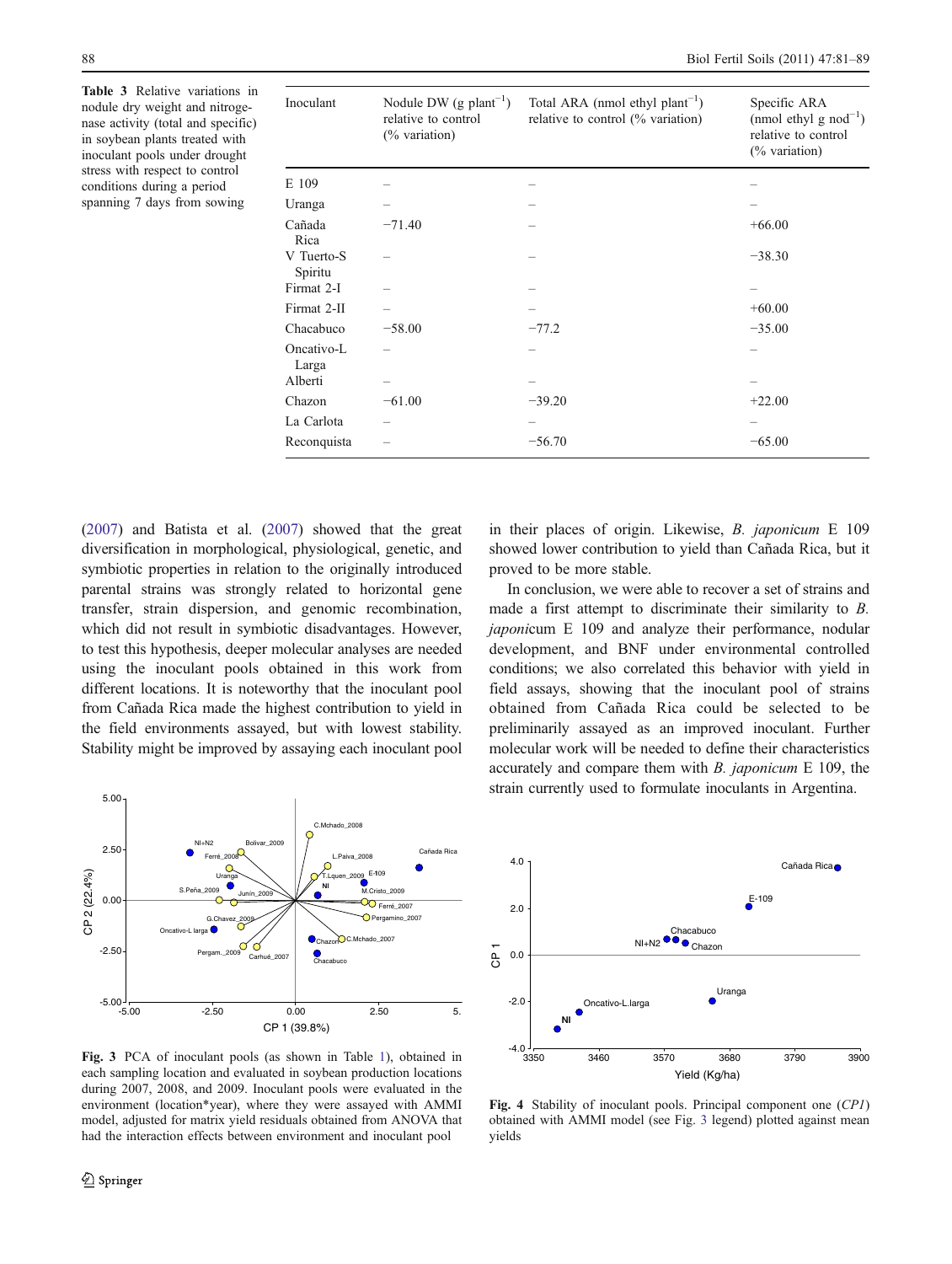**Table 3** Relative variations in nodule dry weight and nitrogenase activity (total and specific) in soybean plants treated with inoculant pools under drought stress with respect to control conditions during a period spanning 7 days from sowing

| Inoculant | Nodule DW (g $plant^{-1}$) relative to control (% variation) | Total ARA (nmol ethyl $plant^{-1}$) relative to control (% variation) | Specific ARA (nmol ethyl g $nod^{-1}$) relative to control (% variation) |
|---|---|---|---|
| E 109 | – | – | – |
| Uranga | – | – | – |
| Cañada Rica | −71.40 | – | +66.00 |
| V Tuerto-S Spiritu | – | – | −38.30 |
| Firmat 2-I | – | – | – |
| Firmat 2-II | – | – | +60.00 |
| Chacabuco | −58.00 | −77.2 | −35.00 |
| Oncativo-L Larga | – | – | – |
| Alberti | – | – | – |
| Chazon | −61.00 | −39.20 | +22.00 |
| La Carlota | – | – | – |
| Reconquista | – | −56.70 | −65.00 |

(2007) and Batista et al. (2007) showed that the great diversification in morphological, physiological, genetic, and symbiotic properties in relation to the originally introduced parental strains was strongly related to horizontal gene transfer, strain dispersion, and genomic recombination, which did not result in symbiotic disadvantages. However, to test this hypothesis, deeper molecular analyses are needed using the inoculant pools obtained in this work from different locations. It is noteworthy that the inoculant pool from Cañada Rica made the highest contribution to yield in the field environments assayed, but with lowest stability. Stability might be improved by assaying each inoculant pool in their places of origin. Likewise, *B. japonicum* E 109 showed lower contribution to yield than Cañada Rica, but it proved to be more stable.

In conclusion, we were able to recover a set of strains and made a first attempt to discriminate their similarity to *B. japonicum* E 109 and analyze their performance, nodular development, and BNF under environmental controlled conditions; we also correlated this behavior with yield in field assays, showing that the inoculant pool of strains obtained from Cañada Rica could be selected to be preliminarily assayed as an improved inoculant. Further molecular work will be needed to define their characteristics accurately and compare them with *B. japonicum* E 109, the strain currently used to formulate inoculants in Argentina.

**Fig. 3** PCA of inoculant pools (as shown in Table 1), obtained in each sampling location and evaluated in soybean production locations during 2007, 2008, and 2009. Inoculant pools were evaluated in the environment (location*year), where they were assayed with AMMI model, adjusted for matrix yield residuals obtained from ANOVA that had the interaction effects between environment and inoculant pool

**Fig. 4** Stability of inoculant pools. Principal component one (*CP1*) obtained with AMMI model (see Fig. 3 legend) plotted against mean yields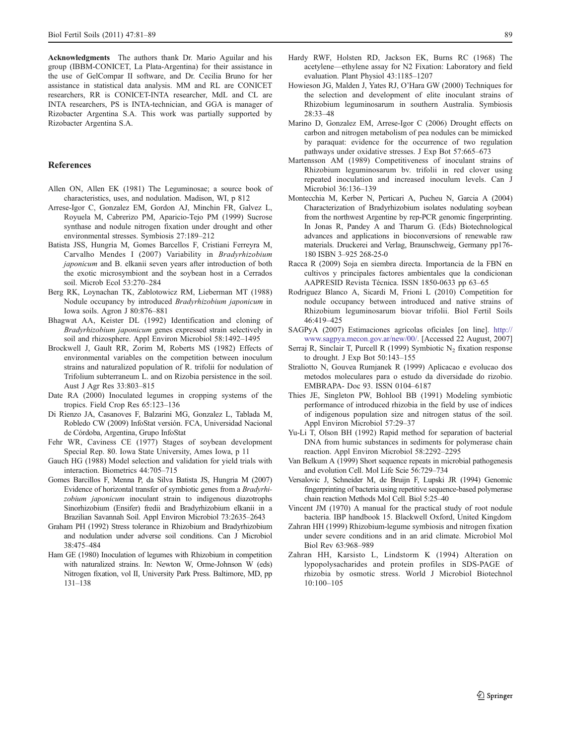**Acknowledgments** The authors thank Dr. Mario Aguilar and his group (IBBM-CONICET, La Plata-Argentina) for their assistance in the use of GelCompar II software, and Dr. Cecilia Bruno for her assistance in statistical data analysis. MM and RL are CONICET researchers, RR is CONICET-INTA researcher, MdL and CL are INTA researchers, PS is INTA-technician, and GGA is manager of Rizobacter Argentina S.A. This work was partially supported by Rizobacter Argentina S.A.

## References

Allen ON, Allen EK (1981) The Leguminosae; a source book of characteristics, uses, and nodulation. Madison, WI, p 812

Arrese-Igor C, Gonzalez EM, Gordon AJ, Minchin FR, Galvez L, Royuela M, Cabrerizo PM, Aparicio-Tejo PM (1999) Sucrose synthase and nodule nitrogen fixation under drought and other environmental stresses. Symbiosis 27:189–212

Batista JSS, Hungria M, Gomes Barcellos F, Cristiani Ferreyra M, Carvalho Mendes I (2007) Variability in *Bradyrhizobium japonicum* and B. elkanii seven years after introduction of both the exotic microsymbiont and the soybean host in a Cerrados soil. Microb Ecol 53:270–284

Berg RK, Loynachan TK, Zablotowicz RM, Lieberman MT (1988) Nodule occupancy by introduced *Bradyrhizobium japonicum* in Iowa soils. Agron J 80:876–881

Bhagwat AA, Keister DL (1992) Identification and cloning of *Bradyrhizobium japonicum* genes expressed strain selectively in soil and rhizosphere. Appl Environ Microbiol 58:1492–1495

Brockwell J, Gault RR, Zorim M, Roberts MS (1982) Effects of environmental variables on the competition between inoculum strains and naturalized population of R. trifolii for nodulation of Trifolium subterraneum L. and on Rizobia persistence in the soil. Aust J Agr Res 33:803–815

Date RA (2000) Inoculated legumes in cropping systems of the tropics. Field Crop Res 65:123–136

Di Rienzo JA, Casanoves F, Balzarini MG, Gonzalez L, Tablada M, Robledo CW (2009) InfoStat versión. FCA, Universidad Nacional de Córdoba, Argentina, Grupo InfoStat

Fehr WR, Caviness CE (1977) Stages of soybean development Special Rep. 80. Iowa State University, Ames Iowa, p 11

Gauch HG (1988) Model selection and validation for yield trials with interaction. Biometrics 44:705–715

Gomes Barcillos F, Menna P, da Silva Batista JS, Hungria M (2007) Evidence of horizontal transfer of symbiotic genes from a *Bradyrhizobium japonicum* inoculant strain to indigenous diazotrophs Sinorhizobium (Ensifer) fredii and Bradyrhizobium elkanii in a Brazilian Savannah Soil. Appl Environ Microbiol 73:2635–2643

Graham PH (1992) Stress tolerance in Rhizobium and Bradyrhizobium and nodulation under adverse soil conditions. Can J Microbiol 38:475–484

Ham GE (1980) Inoculation of legumes with Rhizobium in competition with naturalized strains. In: Newton W, Orme-Johnson W (eds) Nitrogen fixation, vol II, University Park Press. Baltimore, MD, pp 131–138

Hardy RWF, Holsten RD, Jackson EK, Burns RC (1968) The acetylene—ethylene assay for N2 Fixation: Laboratory and field evaluation. Plant Physiol 43:1185–1207

Howieson JG, Malden J, Yates RJ, O'Hara GW (2000) Techniques for the selection and development of elite inoculant strains of Rhizobium leguminosarum in southern Australia. Symbiosis 28:33–48

Marino D, Gonzalez EM, Arrese-Igor C (2006) Drought effects on carbon and nitrogen metabolism of pea nodules can be mimicked by paraquat: evidence for the occurrence of two regulation pathways under oxidative stresses. J Exp Bot 57:665–673

Martensson AM (1989) Competitiveness of inoculant strains of Rhizobium leguminosarum bv. trifolii in red clover using repeated inoculation and increased inoculum levels. Can J Microbiol 36:136–139

Montecchia M, Kerber N, Perticari A, Pucheu N, Garcia A (2004) Characterization of Bradyrhizobium isolates nodulating soybean from the northwest Argentine by rep-PCR genomic fingerprinting. In Jonas R, Pandey A and Tharum G. (Eds) Biotechnological advances and applications in bioconversions of renewable raw materials. Druckerei and Verlag, Braunschweig, Germany pp176-180 ISBN 3–925 268-25-0

Racca R (2009) Soja en siembra directa. Importancia de la FBN en cultivos y principales factores ambientales que la condicionan AAPRESID Revista Técnica. ISSN 1850-0633 pp 63–65

Rodriguez Blanco A, Sicardi M, Frioni L (2010) Competition for nodule occupancy between introduced and native strains of Rhizobium leguminosarum biovar trifolii. Biol Fertil Soils 46:419–425

SAGPyA (2007) Estimaciones agrícolas oficiales [on line]. http://www.sagpya.mecon.gov.ar/new/00/. [Accessed 22 August, 2007]

Serraj R, Sinclair T, Purcell R (1999) Symbiotic $N_2$ fixation response to drought. J Exp Bot 50:143–155

Straliotto N, Gouvea Rumjanek R (1999) Aplicacao e evolucao dos metodos moleculares para o estudo da diversidade do rizobio. EMBRAPA- Doc 93. ISSN 0104–6187

Thies JE, Singleton PW, Bohlool BB (1991) Modeling symbiotic performance of introduced rhizobia in the field by use of indices of indigenous population size and nitrogen status of the soil. Appl Environ Microbiol 57:29–37

Yu-Li T, Olson BH (1992) Rapid method for separation of bacterial DNA from humic substances in sediments for polymerase chain reaction. Appl Environ Microbiol 58:2292–2295

Van Belkum A (1999) Short sequence repeats in microbial pathogenesis and evolution Cell. Mol Life Scie 56:729–734

Versalovic J, Schneider M, de Bruijn F, Lupski JR (1994) Genomic fingerprinting of bacteria using repetitive sequence-based polymerase chain reaction Methods Mol Cell. Biol 5:25–40

Vincent JM (1970) A manual for the practical study of root nodule bacteria. IBP handbook 15. Blackwell Oxford, United Kingdom

Zahran HH (1999) Rhizobium-legume symbiosis and nitrogen fixation under severe conditions and in an arid climate. Microbiol Mol Biol Rev 63:968–989

Zahran HH, Karsisto L, Lindstorm K (1994) Alteration on lypopolysacharides and protein profiles in SDS-PAGE of rhizobia by osmotic stress. World J Microbiol Biotechnol 10:100–105